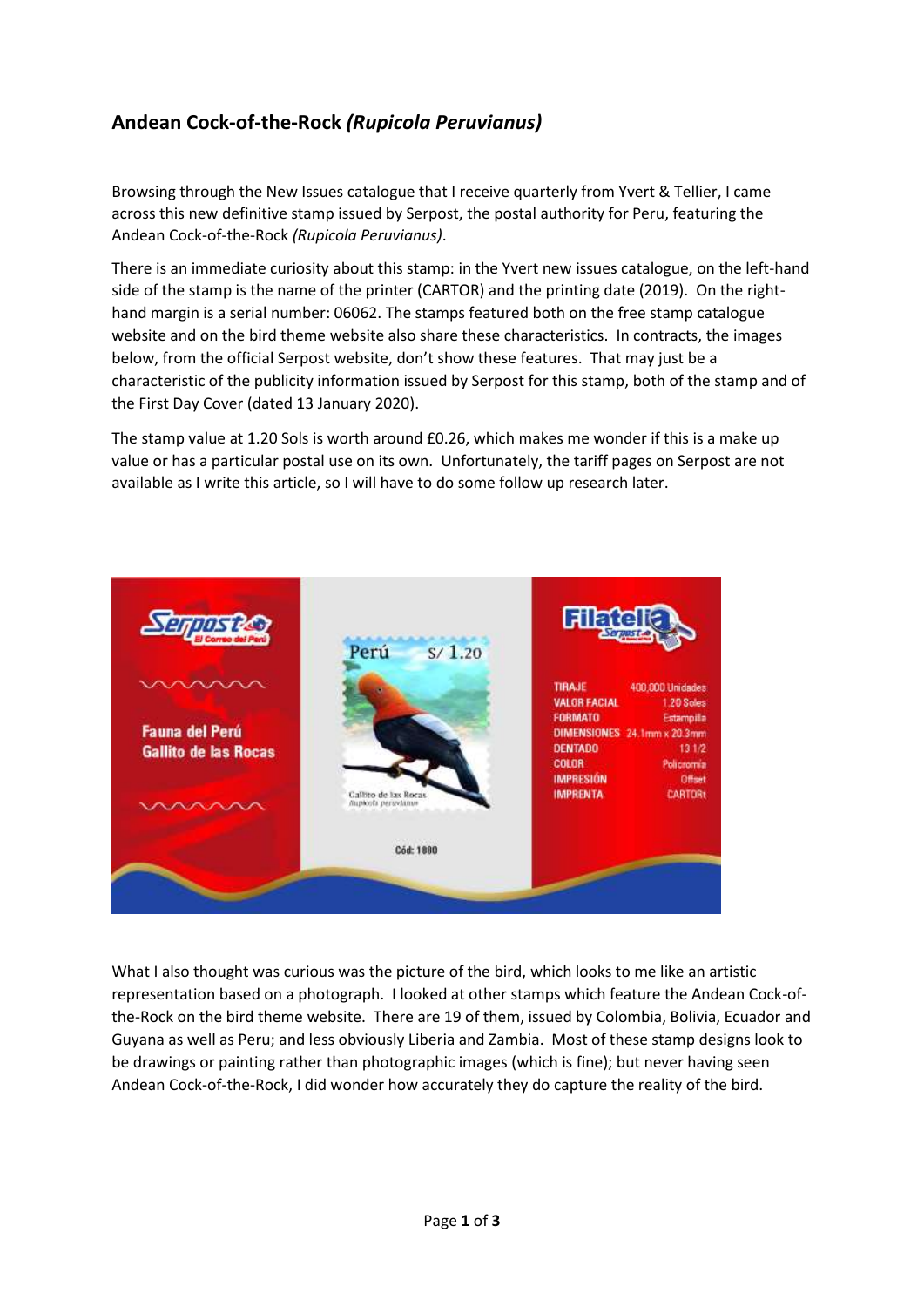## Andean Cock-of-the-Rock *(Rupicola Peruvianus)*

Browsing through the New Issues catalogue that I receive quarterly from Yvert & Tellier, I came across this new definitive stamp issued by Serpost, the postal authority for Peru, featuring the Andean Cock-of-the-Rock *(Rupicola Peruvianus)*.

There is an immediate curiosity about this stamp: in the Yvert new issues catalogue, on the left-hand side of the stamp is the name of the printer (CARTOR) and the printing date (2019). On the right-hand margin is a serial number: 06062. The stamps featured both on the free stamp catalogue website and on the bird theme website also share these characteristics. In contracts, the images below, from the official Serpost website, don't show these features. That may just be a characteristic of the publicity information issued by Serpost for this stamp, both of the stamp and of the First Day Cover (dated 13 January 2020).

The stamp value at 1.20 Sols is worth around £0.26, which makes me wonder if this is a make up value or has a particular postal use on its own. Unfortunately, the tariff pages on Serpost are not available as I write this article, so I will have to do some follow up research later.

What I also thought was curious was the picture of the bird, which looks to me like an artistic representation based on a photograph. I looked at other stamps which feature the Andean Cock-of-the-Rock on the bird theme website. There are 19 of them, issued by Colombia, Bolivia, Ecuador and Guyana as well as Peru; and less obviously Liberia and Zambia. Most of these stamp designs look to be drawings or painting rather than photographic images (which is fine); but never having seen Andean Cock-of-the-Rock, I did wonder how accurately they do capture the reality of the bird.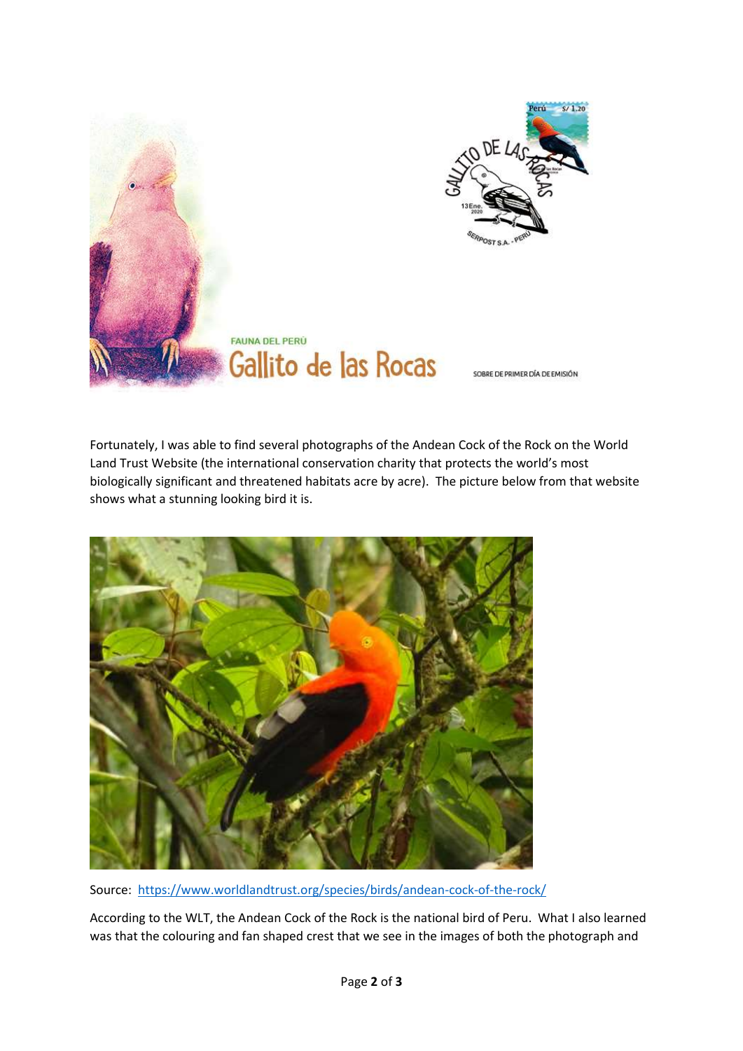Fortunately, I was able to find several photographs of the Andean Cock of the Rock on the World Land Trust Website (the international conservation charity that protects the world's most biologically significant and threatened habitats acre by acre). The picture below from that website shows what a stunning looking bird it is.

Source: [https://www.worldlandtrust.org/species/birds/andean-cock-of-the-rock/](https://www.worldlandtrust.org/species/birds/andean-cock-of-the-rock/)

According to the WLT, the Andean Cock of the Rock is the national bird of Peru. What I also learned was that the colouring and fan shaped crest that we see in the images of both the photograph and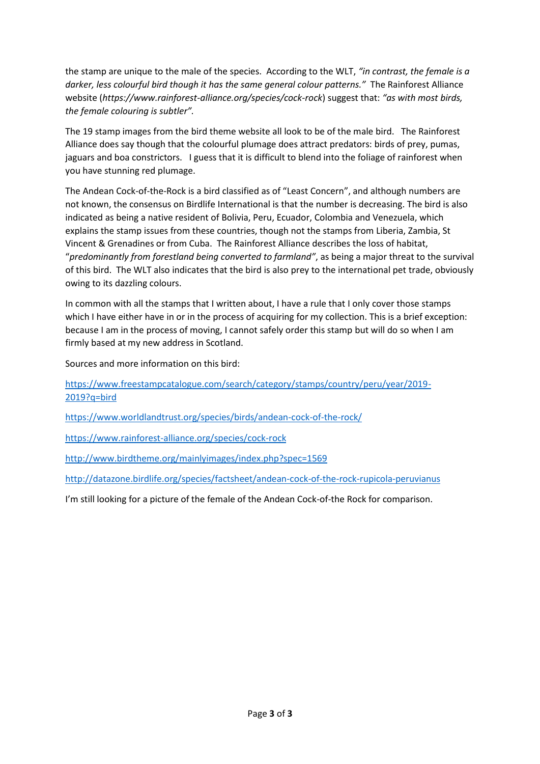the stamp are unique to the male of the species. According to the WLT, *"in contrast, the female is a darker, less colourful bird though it has the same general colour patterns."* The Rainforest Alliance website (*https://www.rainforest-alliance.org/species/cock-rock*) suggest that: *"as with most birds, the female colouring is subtler".*

The 19 stamp images from the bird theme website all look to be of the male bird. The Rainforest Alliance does say though that the colourful plumage does attract predators: birds of prey, pumas, jaguars and boa constrictors. I guess that it is difficult to blend into the foliage of rainforest when you have stunning red plumage.

The Andean Cock-of-the-Rock is a bird classified as of "Least Concern", and although numbers are not known, the consensus on Birdlife International is that the number is decreasing. The bird is also indicated as being a native resident of Bolivia, Peru, Ecuador, Colombia and Venezuela, which explains the stamp issues from these countries, though not the stamps from Liberia, Zambia, St Vincent & Grenadines or from Cuba. The Rainforest Alliance describes the loss of habitat, "*predominantly from forestland being converted to farmland"*, as being a major threat to the survival of this bird. The WLT also indicates that the bird is also prey to the international pet trade, obviously owing to its dazzling colours.

In common with all the stamps that I written about, I have a rule that I only cover those stamps which I have either have in or in the process of acquiring for my collection. This is a brief exception: because I am in the process of moving, I cannot safely order this stamp but will do so when I am firmly based at my new address in Scotland.

Sources and more information on this bird:

https://www.freestampcatalogue.com/search/category/stamps/country/peru/year/2019-2019?q=bird

https://www.worldlandtrust.org/species/birds/andean-cock-of-the-rock/

https://www.rainforest-alliance.org/species/cock-rock

http://www.birdtheme.org/mainlyimages/index.php?spec=1569

http://datazone.birdlife.org/species/factsheet/andean-cock-of-the-rock-rupicola-peruvianus

I'm still looking for a picture of the female of the Andean Cock-of-the Rock for comparison.